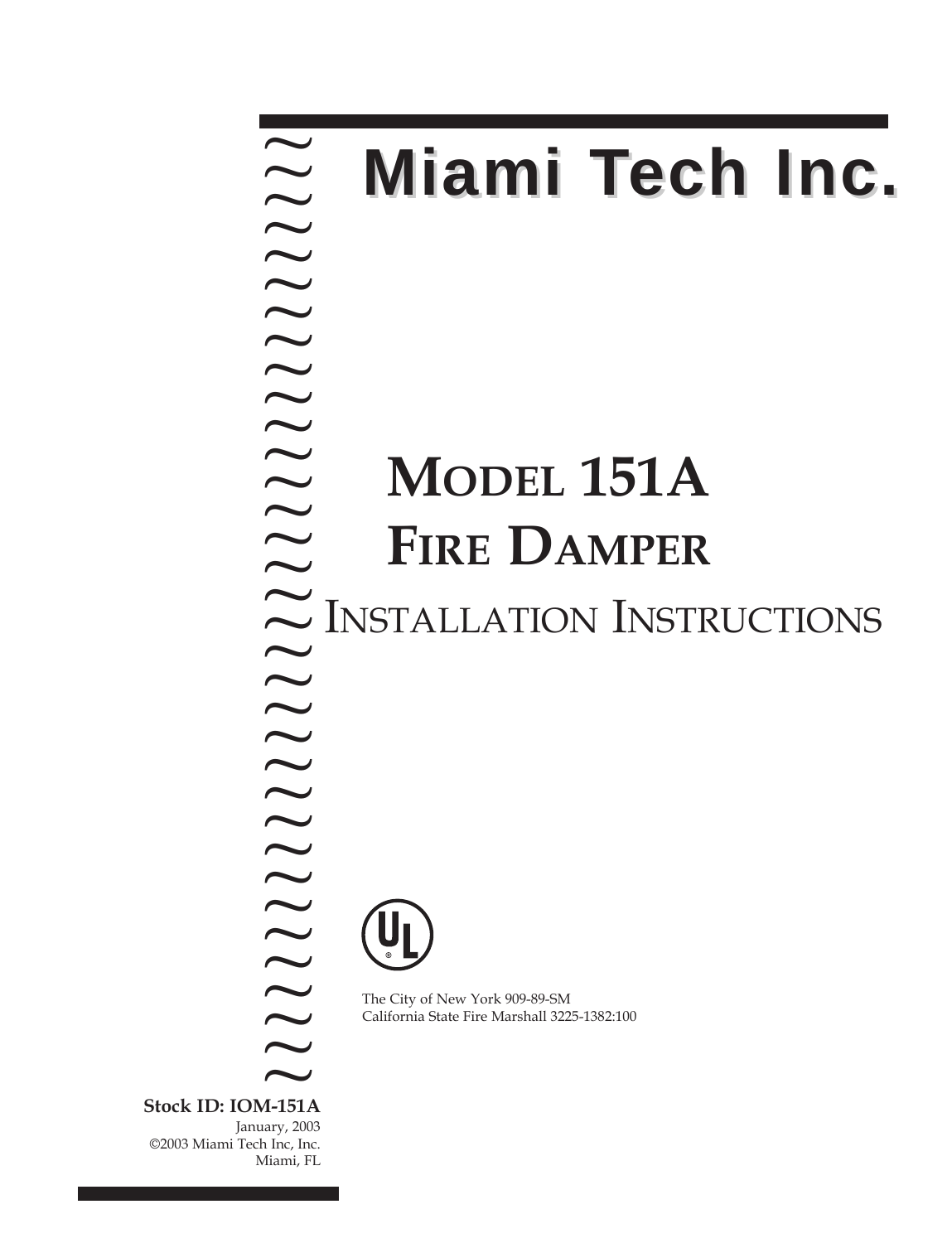# Miami Tech Inc.

# Model 151A Fire Damper

## Installation Instructions

The City of New York 909-89-SM
California State Fire Marshall 3225-1382:100

**Stock ID: IOM-151A**
January, 2003
©2003 Miami Tech Inc, Inc.
Miami, FL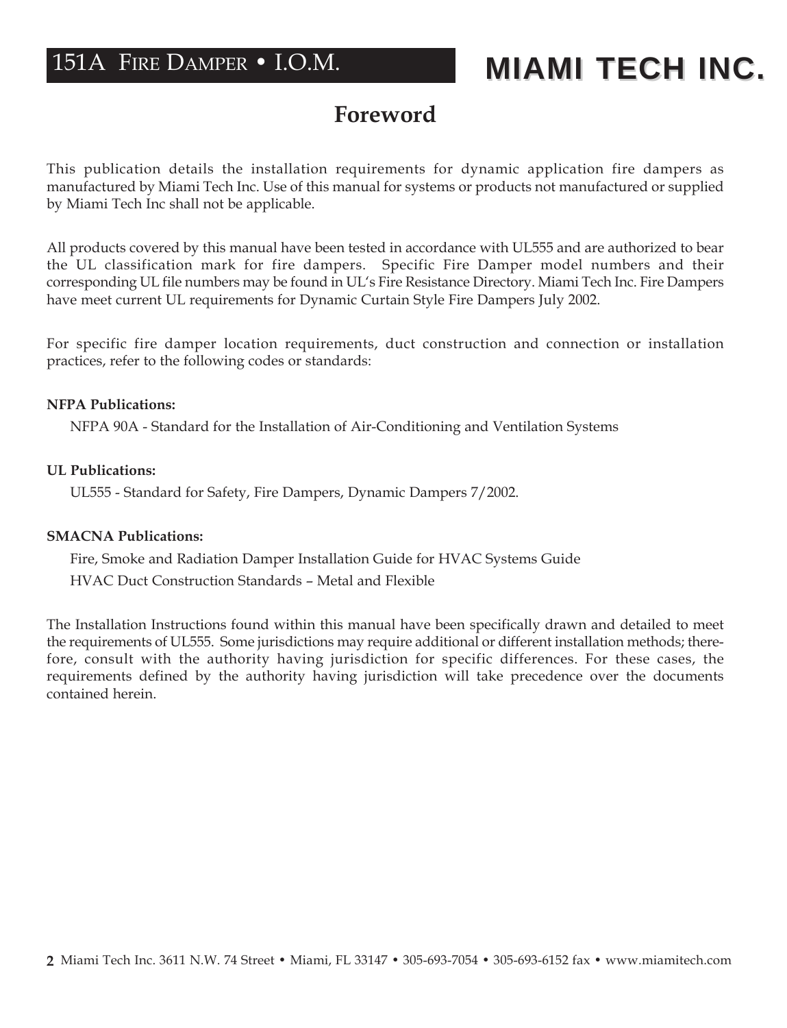## Foreword

This publication details the installation requirements for dynamic application fire dampers as manufactured by Miami Tech Inc. Use of this manual for systems or products not manufactured or supplied by Miami Tech Inc shall not be applicable.

All products covered by this manual have been tested in accordance with UL555 and are authorized to bear the UL classification mark for fire dampers. Specific Fire Damper model numbers and their corresponding UL file numbers may be found in UL's Fire Resistance Directory. Miami Tech Inc. Fire Dampers have meet current UL requirements for Dynamic Curtain Style Fire Dampers July 2002.

For specific fire damper location requirements, duct construction and connection or installation practices, refer to the following codes or standards:

**NFPA Publications:**

NFPA 90A - Standard for the Installation of Air-Conditioning and Ventilation Systems

**UL Publications:**

UL555 - Standard for Safety, Fire Dampers, Dynamic Dampers 7/2002.

**SMACNA Publications:**

Fire, Smoke and Radiation Damper Installation Guide for HVAC Systems Guide

HVAC Duct Construction Standards – Metal and Flexible

The Installation Instructions found within this manual have been specifically drawn and detailed to meet the requirements of UL555. Some jurisdictions may require additional or different installation methods; therefore, consult with the authority having jurisdiction for specific differences. For these cases, the requirements defined by the authority having jurisdiction will take precedence over the documents contained herein.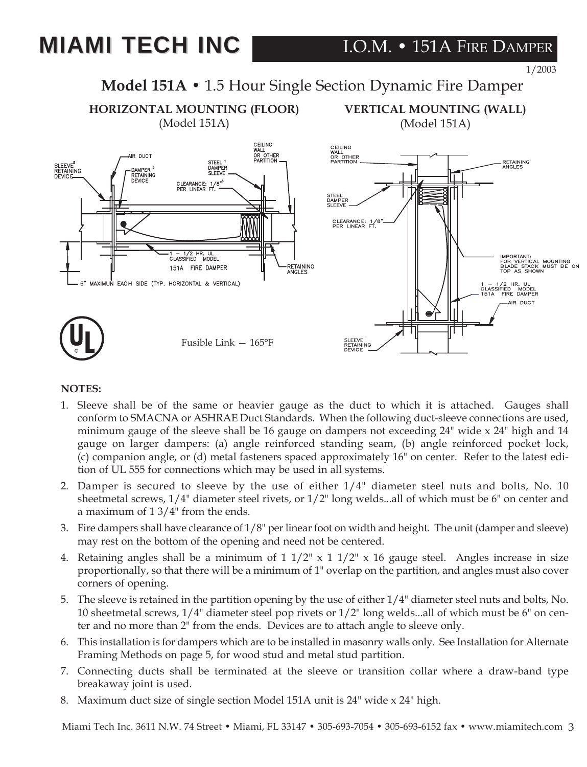# MIAMI TECH INC

I.O.M. • 151A Fire Damper

1/2003

## Model 151A • 1.5 Hour Single Section Dynamic Fire Damper

**HORIZONTAL MOUNTING (FLOOR)**
(Model 151A)

**VERTICAL MOUNTING (WALL)**
(Model 151A)

Fusible Link — 165°F

**NOTES:**

1. Sleeve shall be of the same or heavier gauge as the duct to which it is attached. Gauges shall conform to SMACNA or ASHRAE Duct Standards. When the following duct-sleeve connections are used, minimum gauge of the sleeve shall be 16 gauge on dampers not exceeding 24" wide x 24" high and 14 gauge on larger dampers: (a) angle reinforced standing seam, (b) angle reinforced pocket lock, (c) companion angle, or (d) metal fasteners spaced approximately 16" on center. Refer to the latest edition of UL 555 for connections which may be used in all systems.
2. Damper is secured to sleeve by the use of either 1/4" diameter steel nuts and bolts, No. 10 sheetmetal screws, 1/4" diameter steel rivets, or 1/2" long welds...all of which must be 6" on center and a maximum of 1 3/4" from the ends.
3. Fire dampers shall have clearance of 1/8" per linear foot on width and height. The unit (damper and sleeve) may rest on the bottom of the opening and need not be centered.
4. Retaining angles shall be a minimum of 1 1/2" x 1 1/2" x 16 gauge steel. Angles increase in size proportionally, so that there will be a minimum of 1" overlap on the partition, and angles must also cover corners of opening.
5. The sleeve is retained in the partition opening by the use of either 1/4" diameter steel nuts and bolts, No. 10 sheetmetal screws, 1/4" diameter steel pop rivets or 1/2" long welds...all of which must be 6" on center and no more than 2" from the ends. Devices are to attach angle to sleeve only.
6. This installation is for dampers which are to be installed in masonry walls only. See Installation for Alternate Framing Methods on page 5, for wood stud and metal stud partition.
7. Connecting ducts shall be terminated at the sleeve or transition collar where a draw-band type breakaway joint is used.
8. Maximum duct size of single section Model 151A unit is 24" wide x 24" high.

Miami Tech Inc. 3611 N.W. 74 Street • Miami, FL 33147 • 305-693-7054 • 305-693-6152 fax • www.miamitech.com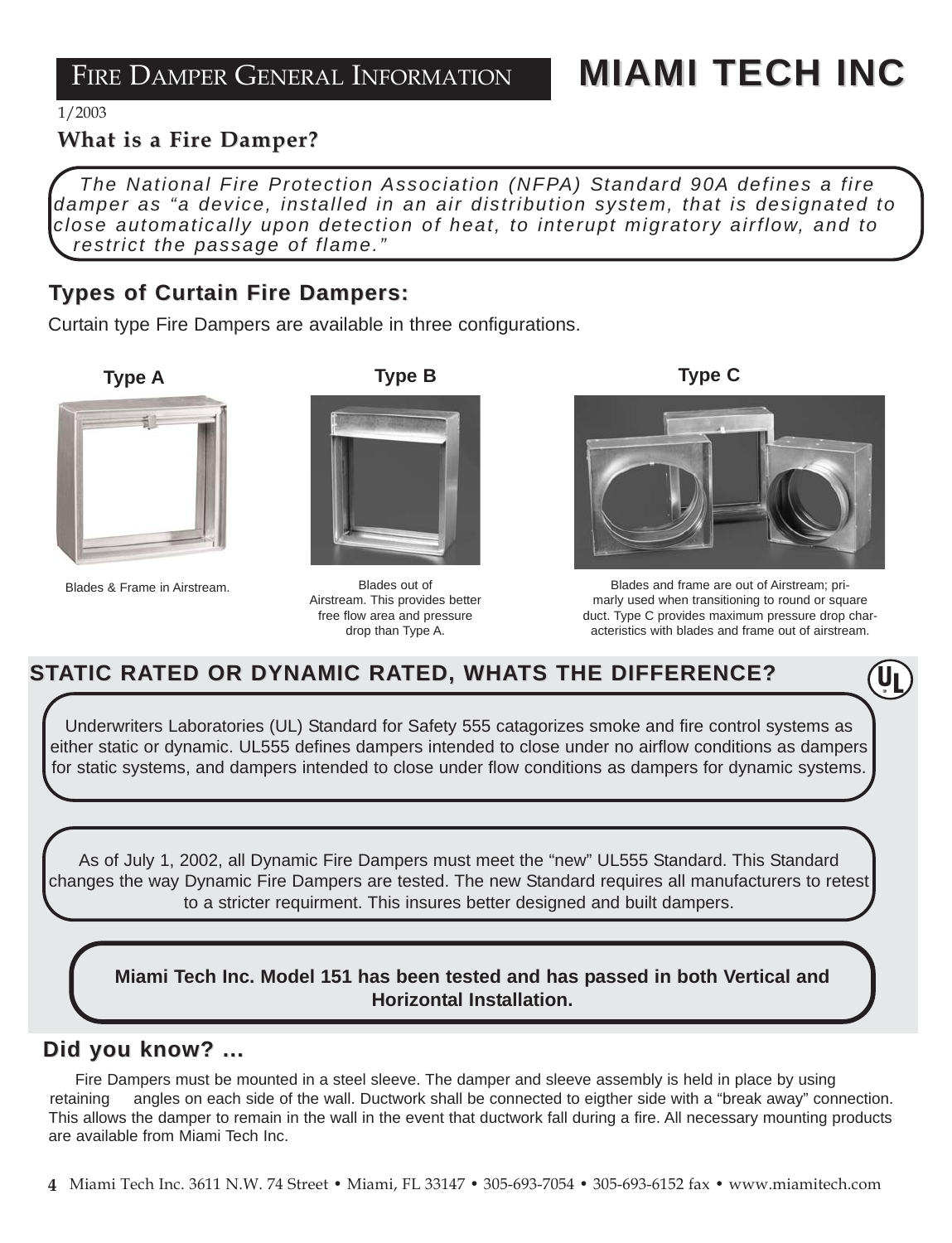# FIRE DAMPER GENERAL INFORMATION

# MIAMI TECH INC

1/2003

## What is a Fire Damper?

*The National Fire Protection Association (NFPA) Standard 90A defines a fire damper as "a device, installed in an air distribution system, that is designated to close automatically upon detection of heat, to interupt migratory airflow, and to restrict the passage of flame."*

## Types of Curtain Fire Dampers:

Curtain type Fire Dampers are available in three configurations.

**Type A**

Blades & Frame in Airstream.

**Type B**

Blades out of Airstream. This provides better free flow area and pressure drop than Type A.

**Type C**

Blades and frame are out of Airstream; primarly used when transitioning to round or square duct. Type C provides maximum pressure drop characteristics with blades and frame out of airstream.

## STATIC RATED OR DYNAMIC RATED, WHATS THE DIFFERENCE?

Underwriters Laboratories (UL) Standard for Safety 555 catagorizes smoke and fire control systems as either static or dynamic. UL555 defines dampers intended to close under no airflow conditions as dampers for static systems, and dampers intended to close under flow conditions as dampers for dynamic systems.

As of July 1, 2002, all Dynamic Fire Dampers must meet the "new" UL555 Standard. This Standard changes the way Dynamic Fire Dampers are tested. The new Standard requires all manufacturers to retest to a stricter requirment. This insures better designed and built dampers.

**Miami Tech Inc. Model 151 has been tested and has passed in both Vertical and Horizontal Installation.**

## Did you know? ...

Fire Dampers must be mounted in a steel sleeve. The damper and sleeve assembly is held in place by using retaining angles on each side of the wall. Ductwork shall be connected to eigther side with a "break away" connection. This allows the damper to remain in the wall in the event that ductwork fall during a fire. All necessary mounting products are available from Miami Tech Inc.

Miami Tech Inc. 3611 N.W. 74 Street • Miami, FL 33147 • 305-693-7054 • 305-693-6152 fax • www.miamitech.com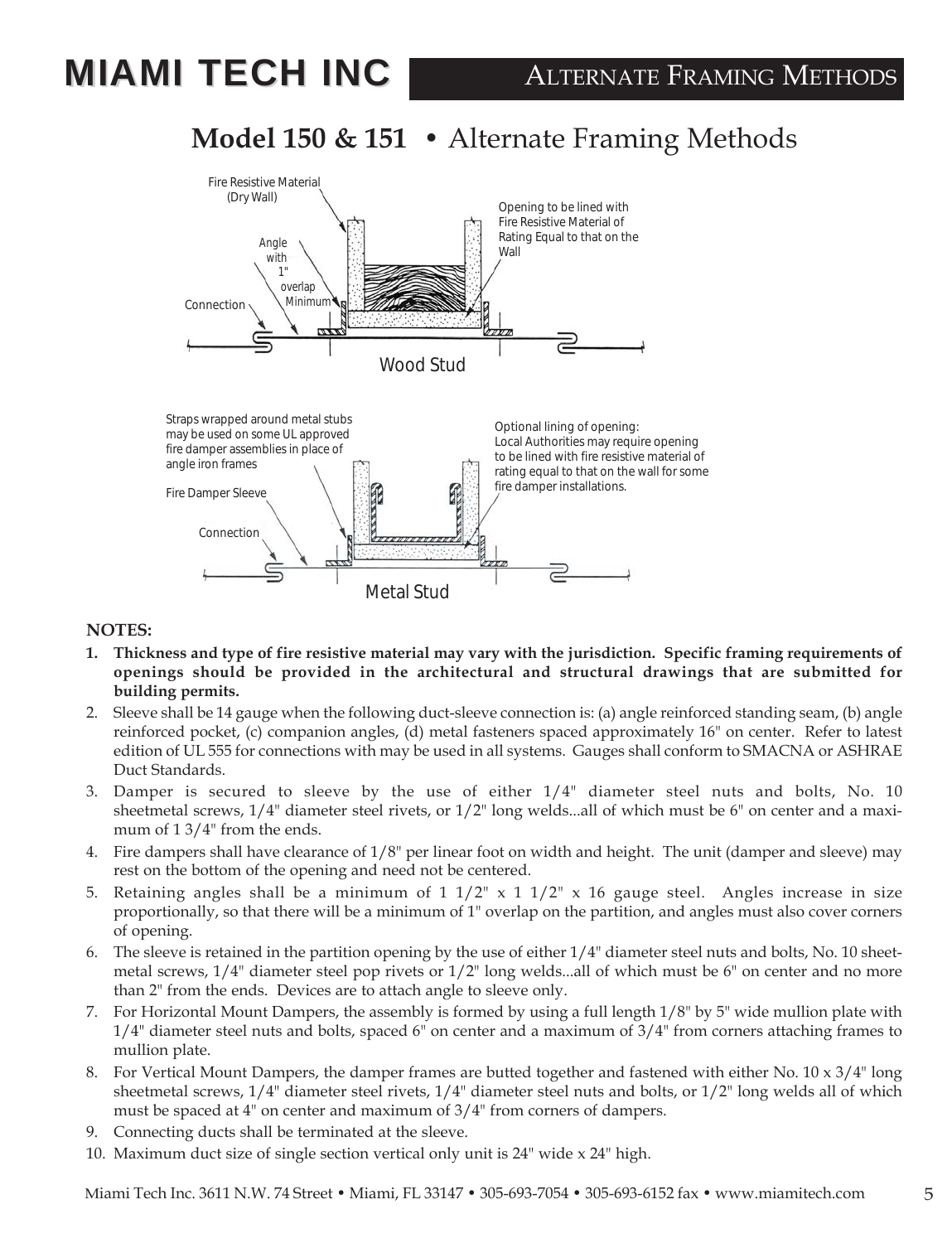# Model 150 & 151 • Alternate Framing Methods

Fire Resistive Material (Dry Wall)

Angle with 1" overlap Minimum

Connection

Opening to be lined with Fire Resistive Material of Rating Equal to that on the Wall

Wood Stud

Straps wrapped around metal stubs may be used on some UL approved fire damper assemblies in place of angle iron frames

Fire Damper Sleeve

Connection

Optional lining of opening: Local Authorities may require opening to be lined with fire resistive material of rating equal to that on the wall for some fire damper installations.

Metal Stud

**NOTES:**

1. **Thickness and type of fire resistive material may vary with the jurisdiction. Specific framing requirements of openings should be provided in the architectural and structural drawings that are submitted for building permits.**
2. Sleeve shall be 14 gauge when the following duct-sleeve connection is: (a) angle reinforced standing seam, (b) angle reinforced pocket, (c) companion angles, (d) metal fasteners spaced approximately 16" on center. Refer to latest edition of UL 555 for connections with may be used in all systems. Gauges shall conform to SMACNA or ASHRAE Duct Standards.
3. Damper is secured to sleeve by the use of either 1/4" diameter steel nuts and bolts, No. 10 sheetmetal screws, 1/4" diameter steel rivets, or 1/2" long welds...all of which must be 6" on center and a maximum of 1 3/4" from the ends.
4. Fire dampers shall have clearance of 1/8" per linear foot on width and height. The unit (damper and sleeve) may rest on the bottom of the opening and need not be centered.
5. Retaining angles shall be a minimum of 1 1/2" x 1 1/2" x 16 gauge steel. Angles increase in size proportionally, so that there will be a minimum of 1" overlap on the partition, and angles must also cover corners of opening.
6. The sleeve is retained in the partition opening by the use of either 1/4" diameter steel nuts and bolts, No. 10 sheetmetal screws, 1/4" diameter steel pop rivets or 1/2" long welds...all of which must be 6" on center and no more than 2" from the ends. Devices are to attach angle to sleeve only.
7. For Horizontal Mount Dampers, the assembly is formed by using a full length 1/8" by 5" wide mullion plate with 1/4" diameter steel nuts and bolts, spaced 6" on center and a maximum of 3/4" from corners attaching frames to mullion plate.
8. For Vertical Mount Dampers, the damper frames are butted together and fastened with either No. 10 x 3/4" long sheetmetal screws, 1/4" diameter steel rivets, 1/4" diameter steel nuts and bolts, or 1/2" long welds all of which must be spaced at 4" on center and maximum of 3/4" from corners of dampers.
9. Connecting ducts shall be terminated at the sleeve.
10. Maximum duct size of single section vertical only unit is 24" wide x 24" high.

Miami Tech Inc. 3611 N.W. 74 Street • Miami, FL 33147 • 305-693-7054 • 305-693-6152 fax • www.miamitech.com